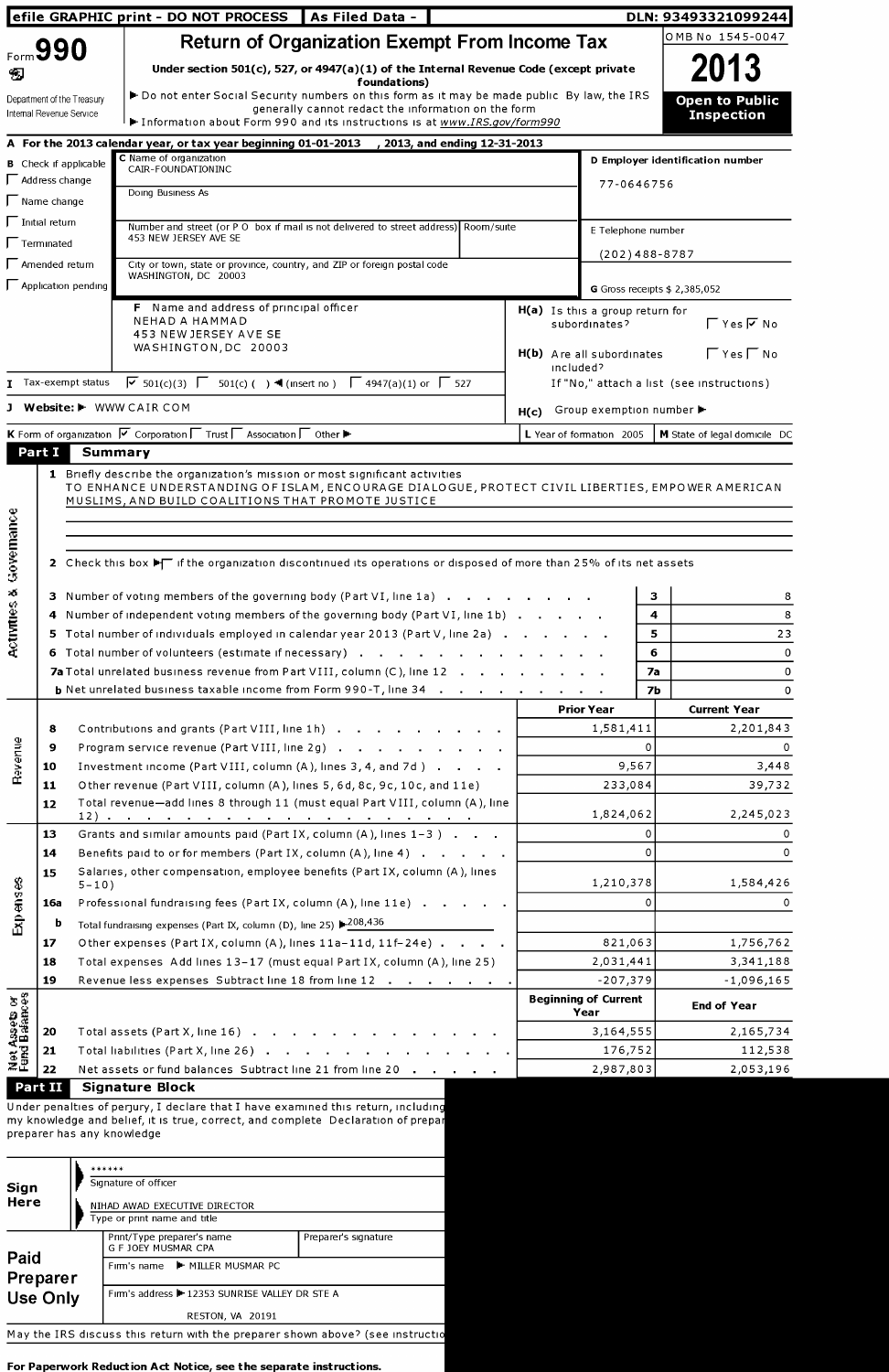efile GRAPHIC print - DO NOT PROCESS | As Filed Data - | DLN: 93493321099244

# Form 990 Return of Organization Exempt From Income Tax

OMB No 1545-0047

**2013**

Under section 501(c), 527, or 4947(a)(1) of the Internal Revenue Code (except private foundations)

▶ Do not enter Social Security numbers on this form as it may be made public By law, the IRS generally cannot redact the information on the form

▶ Information about Form 990 and its instructions is at www.IRS.gov/form990

Department of the Treasury
Internal Revenue Service

**Open to Public Inspection**

**A** For the 2013 calendar year, or tax year beginning 01-01-2013 , 2013, and ending 12-31-2013

**B** Check if applicable
- ☐ Address change
- ☐ Name change
- ☐ Initial return
- ☐ Terminated
- ☐ Amended return
- ☐ Application pending

**C** Name of organization
CAIR-FOUNDATIONINC

Doing Business As

Number and street (or P O box if mail is not delivered to street address) Room/suite
453 NEW JERSEY AVE SE

City or town, state or province, country, and ZIP or foreign postal code
WASHINGTON, DC 20003

**D** Employer identification number
77-0646756

**E** Telephone number
(202) 488-8787

**G** Gross receipts $ 2,385,052

**F** Name and address of principal officer
NEHAD A HAMMAD
453 NEW JERSEY AVE SE
WASHINGTON, DC 20003

**H(a)** Is this a group return for subordinates? ☐ Yes ☑ No

**H(b)** Are all subordinates included? ☐ Yes ☐ No
If "No," attach a list (see instructions)

**H(c)** Group exemption number ▶

**I** Tax-exempt status ☑ 501(c)(3) ☐ 501(c) ( ) ◀ (insert no ) ☐ 4947(a)(1) or ☐ 527

**J** Website: ▶ WWW CAIR COM

**K** Form of organization ☑ Corporation ☐ Trust ☐ Association ☐ Other ▶

**L** Year of formation 2005 **M** State of legal domicile DC

## Part I Summary

**Activities & Governance**

1 Briefly describe the organization's mission or most significant activities
TO ENHANCE UNDERSTANDING OF ISLAM, ENCOURAGE DIALOGUE, PROTECT CIVIL LIBERTIES, EMPOWER AMERICAN MUSLIMS, AND BUILD COALITIONS THAT PROMOTE JUSTICE

2 Check this box ▶☐ if the organization discontinued its operations or disposed of more than 25% of its net assets

| | | | |
|---|---|---|---|
| 3 | Number of voting members of the governing body (Part VI, line 1a) | 3 | 8 |
| 4 | Number of independent voting members of the governing body (Part VI, line 1b) | 4 | 8 |
| 5 | Total number of individuals employed in calendar year 2013 (Part V, line 2a) | 5 | 23 |
| 6 | Total number of volunteers (estimate if necessary) | 6 | 0 |
| 7a | Total unrelated business revenue from Part VIII, column (C), line 12 | 7a | 0 |
| b | Net unrelated business taxable income from Form 990-T, line 34 | 7b | 0 |

| | | | Prior Year | Current Year |
|---|---|---|---|---|
| **Revenue** | 8 | Contributions and grants (Part VIII, line 1h) | 1,581,411 | 2,201,843 |
| | 9 | Program service revenue (Part VIII, line 2g) | 0 | 0 |
| | 10 | Investment income (Part VIII, column (A), lines 3, 4, and 7d ) | 9,567 | 3,448 |
| | 11 | Other revenue (Part VIII, column (A), lines 5, 6d, 8c, 9c, 10c, and 11e) | 233,084 | 39,732 |
| | 12 | Total revenue—add lines 8 through 11 (must equal Part VIII, column (A), line 12) | 1,824,062 | 2,245,023 |
| **Expenses** | 13 | Grants and similar amounts paid (Part IX, column (A), lines 1–3 ) | 0 | 0 |
| | 14 | Benefits paid to or for members (Part IX, column (A), line 4) | 0 | 0 |
| | 15 | Salaries, other compensation, employee benefits (Part IX, column (A), lines 5–10) | 1,210,378 | 1,584,426 |
| | 16a | Professional fundraising fees (Part IX, column (A), line 11e) | 0 | 0 |
| | b | Total fundraising expenses (Part IX, column (D), line 25) ▶208,436 | | |
| | 17 | Other expenses (Part IX, column (A), lines 11a–11d, 11f–24e) | 821,063 | 1,756,762 |
| | 18 | Total expenses Add lines 13–17 (must equal Part IX, column (A), line 25) | 2,031,441 | 3,341,188 |
| | 19 | Revenue less expenses Subtract line 18 from line 12 | -207,379 | -1,096,165 |

| | | | Beginning of Current Year | End of Year |
|---|---|---|---|---|
| **Net Assets or Fund Balances** | 20 | Total assets (Part X, line 16) | 3,164,555 | 2,165,734 |
| | 21 | Total liabilities (Part X, line 26) | 176,752 | 112,538 |
| | 22 | Net assets or fund balances Subtract line 21 from line 20 | 2,987,803 | 2,053,196 |

## Part II Signature Block

Under penalties of perjury, I declare that I have examined this return, including my knowledge and belief, it is true, correct, and complete Declaration of prepar preparer has any knowledge

**Sign Here**

******
Signature of officer

NIHAD AWAD EXECUTIVE DIRECTOR
Type or print name and title

**Paid Preparer Use Only**

Print/Type preparer's name: G F JOEY MUSMAR CPA
Preparer's signature

Firm's name ▶ MILLER MUSMAR PC

Firm's address ▶ 12353 SUNRISE VALLEY DR STE A
RESTON, VA 20191

May the IRS discuss this return with the preparer shown above? (see instructio

For Paperwork Reduction Act Notice, see the separate instructions.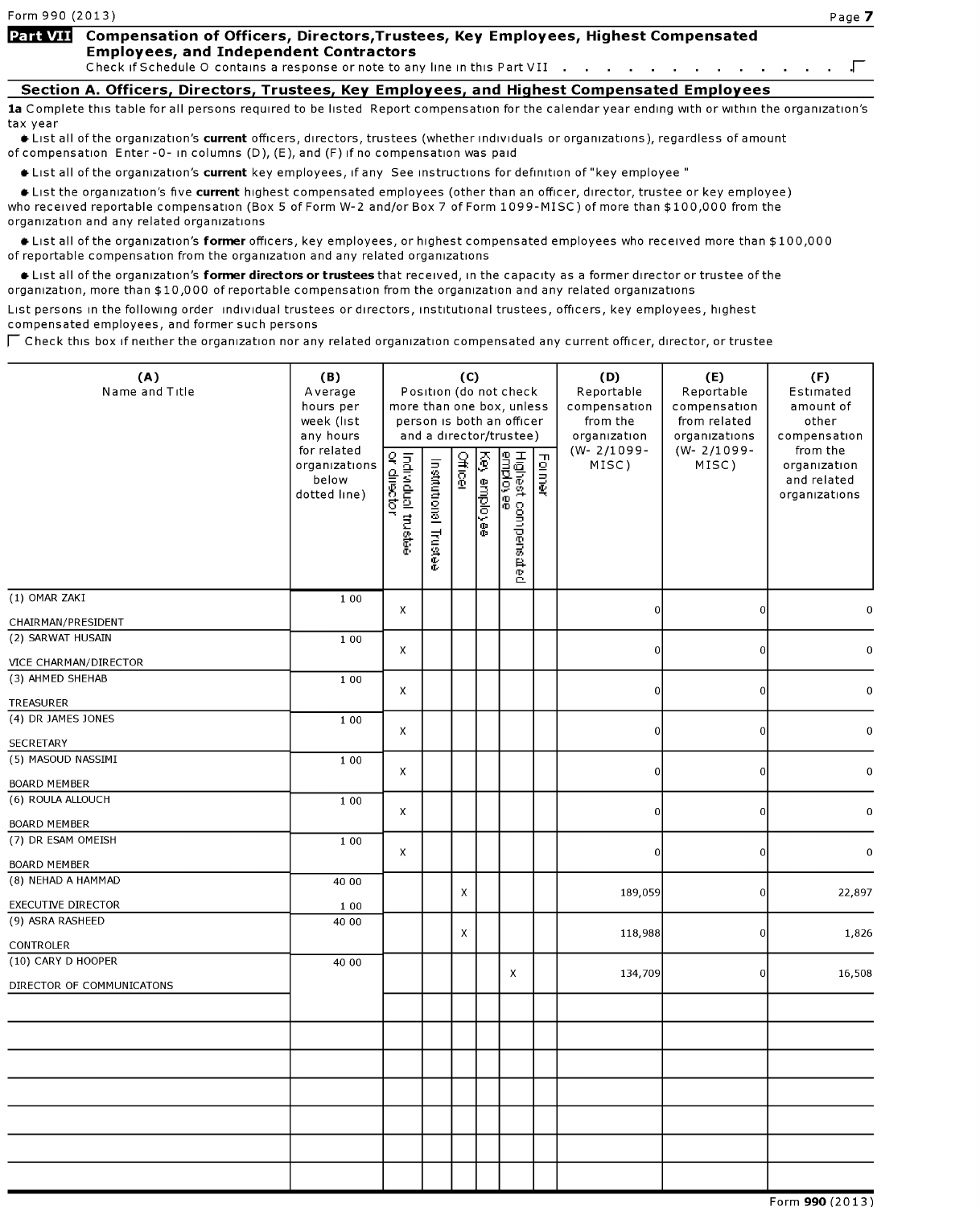Form 990 (2013)

## Part VII Compensation of Officers, Directors,Trustees, Key Employees, Highest Compensated Employees, and Independent Contractors

Check if Schedule O contains a response or note to any line in this Part VII . . . . . . . . . . . . . . . ☐

### Section A. Officers, Directors, Trustees, Key Employees, and Highest Compensated Employees

**1a** Complete this table for all persons required to be listed Report compensation for the calendar year ending with or within the organization's tax year

- List all of the organization's **current** officers, directors, trustees (whether individuals or organizations), regardless of amount of compensation Enter -0- in columns (D), (E), and (F) if no compensation was paid
- List all of the organization's **current** key employees, if any See instructions for definition of "key employee "
- List the organization's five **current** highest compensated employees (other than an officer, director, trustee or key employee) who received reportable compensation (Box 5 of Form W-2 and/or Box 7 of Form 1099-MISC) of more than $100,000 from the organization and any related organizations
- List all of the organization's **former** officers, key employees, or highest compensated employees who received more than $100,000 of reportable compensation from the organization and any related organizations
- List all of the organization's **former directors or trustees** that received, in the capacity as a former director or trustee of the organization, more than $10,000 of reportable compensation from the organization and any related organizations

List persons in the following order individual trustees or directors, institutional trustees, officers, key employees, highest compensated employees, and former such persons

☐ Check this box if neither the organization nor any related organization compensated any current officer, director, or trustee

| (A) Name and Title | (B) Average hours per week (list any hours for related organizations below dotted line) | (C) Position (do not check more than one box, unless person is both an officer and a director/trustee) | | | | | | (D) Reportable compensation from the organization (W- 2/1099-MISC) | (E) Reportable compensation from related organizations (W- 2/1099-MISC) | (F) Estimated amount of other compensation from the organization and related organizations |
|---|---|---|---|---|---|---|---|---|---|---|
| | | Individual trustee or director | Institutional Trustee | Officer | Key employee | Highest compensated employee | Former | | | |
| (1) OMAR ZAKI<br>CHAIRMAN/PRESIDENT | 1 00 | X | | | | | | 0 | 0 | 0 |
| (2) SARWAT HUSAIN<br>VICE CHARMAN/DIRECTOR | 1 00 | X | | | | | | 0 | 0 | 0 |
| (3) AHMED SHEHAB<br>TREASURER | 1 00 | X | | | | | | 0 | 0 | 0 |
| (4) DR JAMES JONES<br>SECRETARY | 1 00 | X | | | | | | 0 | 0 | 0 |
| (5) MASOUD NASSIMI<br>BOARD MEMBER | 1 00 | X | | | | | | 0 | 0 | 0 |
| (6) ROULA ALLOUCH<br>BOARD MEMBER | 1 00 | X | | | | | | 0 | 0 | 0 |
| (7) DR ESAM OMEISH<br>BOARD MEMBER | 1 00 | X | | | | | | 0 | 0 | 0 |
| (8) NEHAD A HAMMAD<br>EXECUTIVE DIRECTOR | 40 00<br>1 00 | | | X | | | | 189,059 | 0 | 22,897 |
| (9) ASRA RASHEED<br>CONTROLER | 40 00 | | | X | | | | 118,988 | 0 | 1,826 |
| (10) CARY D HOOPER<br>DIRECTOR OF COMMUNICATONS | 40 00 | | | | | X | | 134,709 | 0 | 16,508 |
| | | | | | | | | | | |
| | | | | | | | | | | |
| | | | | | | | | | | |
| | | | | | | | | | | |
| | | | | | | | | | | |
| | | | | | | | | | | |
| | | | | | | | | | | |

Form **990** (2013)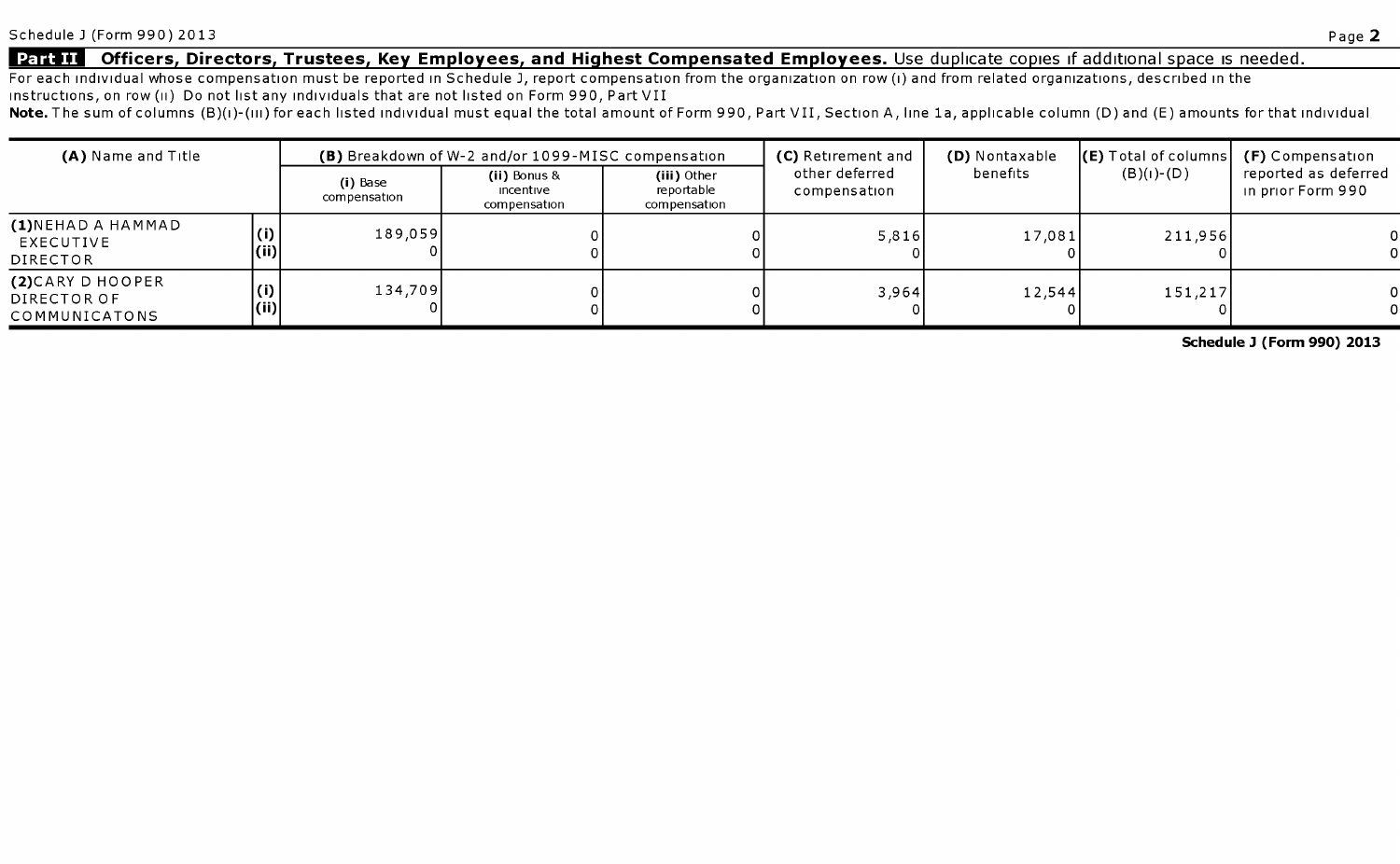**Part II Officers, Directors, Trustees, Key Employees, and Highest Compensated Employees.** Use duplicate copies if additional space is needed.

For each individual whose compensation must be reported in Schedule J, report compensation from the organization on row (i) and from related organizations, described in the instructions, on row (ii) Do not list any individuals that are not listed on Form 990, Part VII

**Note.** The sum of columns (B)(i)-(iii) for each listed individual must equal the total amount of Form 990, Part VII, Section A, line 1a, applicable column (D) and (E) amounts for that individual

| **(A)** Name and Title | | **(B)** Breakdown of W-2 and/or 1099-MISC compensation | | | **(C)** Retirement and other deferred compensation | **(D)** Nontaxable benefits | **(E)** Total of columns (B)(i)-(D) | **(F)** Compensation reported as deferred in prior Form 990 |
|---|---|---|---|---|---|---|---|---|
| | | **(i)** Base compensation | **(ii)** Bonus & incentive compensation | **(iii)** Other reportable compensation | | | | |
| **(1)**NEHAD A HAMMAD EXECUTIVE DIRECTOR | (i) | 189,059 | 0 | 0 | 5,816 | 17,081 | 211,956 | 0 |
| | (ii) | 0 | 0 | 0 | 0 | 0 | 0 | 0 |
| **(2)**CARY D HOOPER DIRECTOR OF COMMUNICATONS | (i) | 134,709 | 0 | 0 | 3,964 | 12,544 | 151,217 | 0 |
| | (ii) | 0 | 0 | 0 | 0 | 0 | 0 | 0 |

**Schedule J (Form 990) 2013**